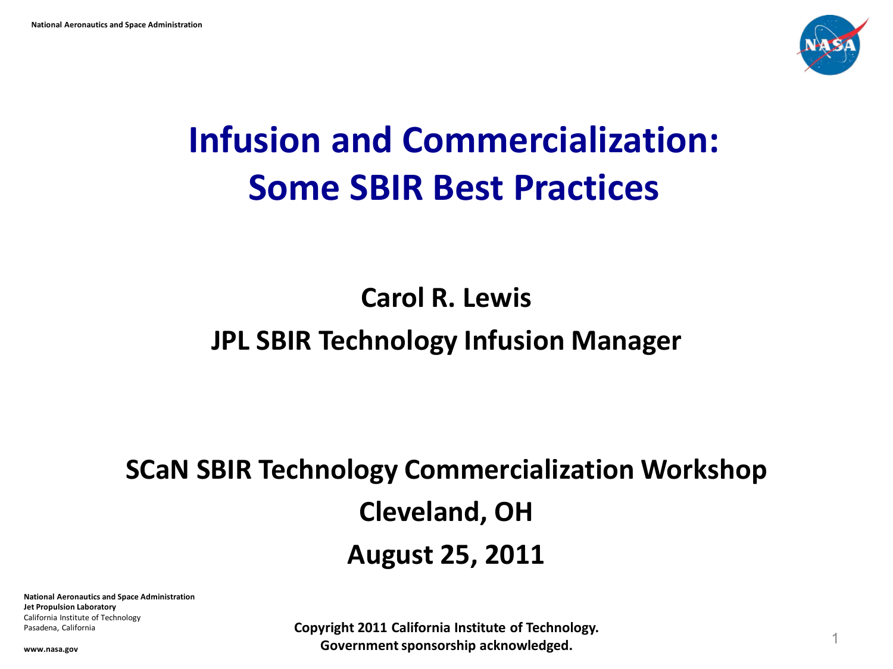# Infusion and Commercialization: Some SBIR Best Practices

**Carol R. Lewis**

**JPL SBIR Technology Infusion Manager**

**SCaN SBIR Technology Commercialization Workshop**

**Cleveland, OH**

**August 25, 2011**

**National Aeronautics and Space Administration**
**Jet Propulsion Laboratory**
California Institute of Technology
Pasadena, California

**www.nasa.gov**

**Copyright 2011 California Institute of Technology.**
**Government sponsorship acknowledged.**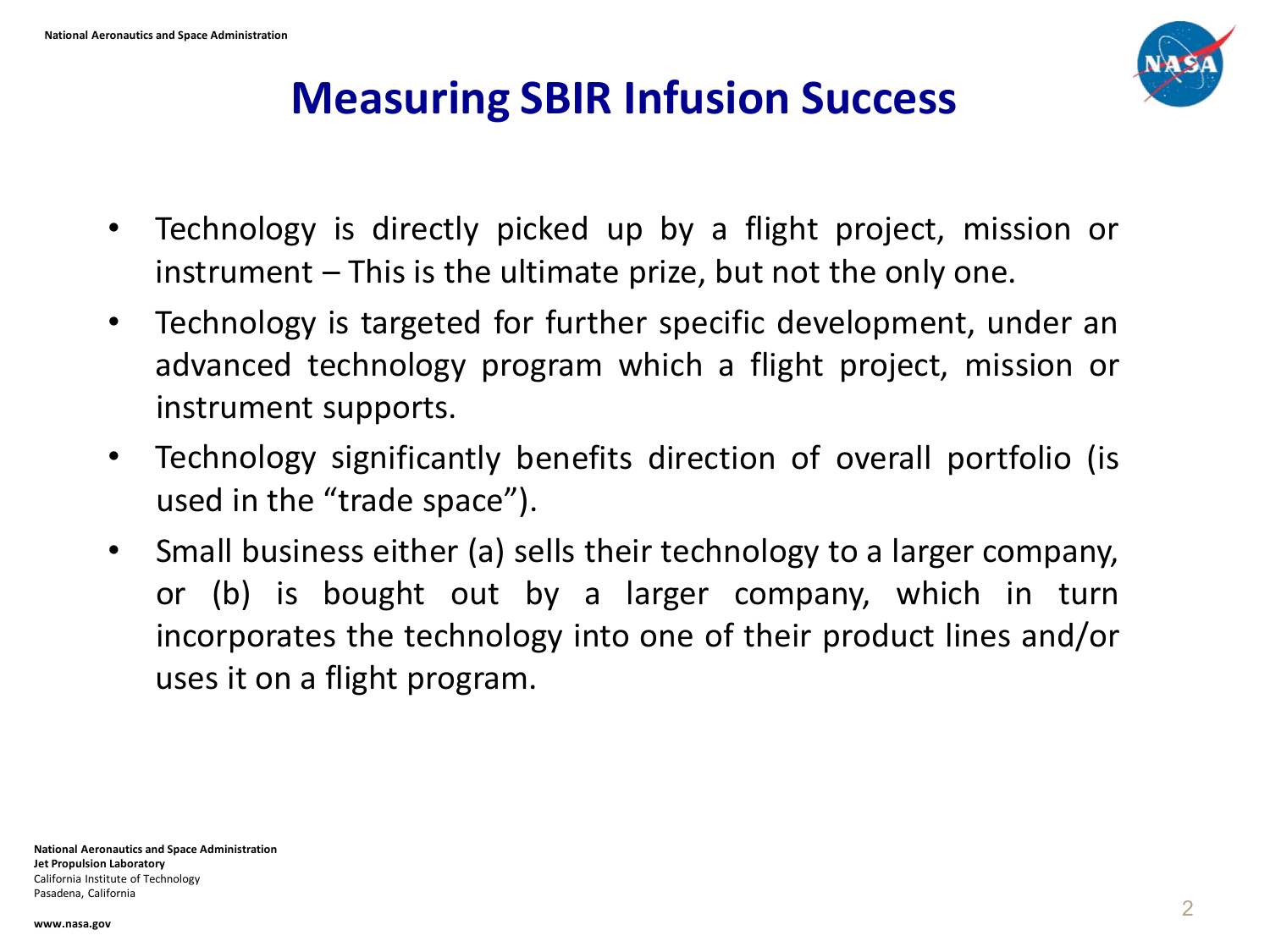# Measuring SBIR Infusion Success

- Technology is directly picked up by a flight project, mission or instrument – This is the ultimate prize, but not the only one.
- Technology is targeted for further specific development, under an advanced technology program which a flight project, mission or instrument supports.
- Technology significantly benefits direction of overall portfolio (is used in the "trade space").
- Small business either (a) sells their technology to a larger company, or (b) is bought out by a larger company, which in turn incorporates the technology into one of their product lines and/or uses it on a flight program.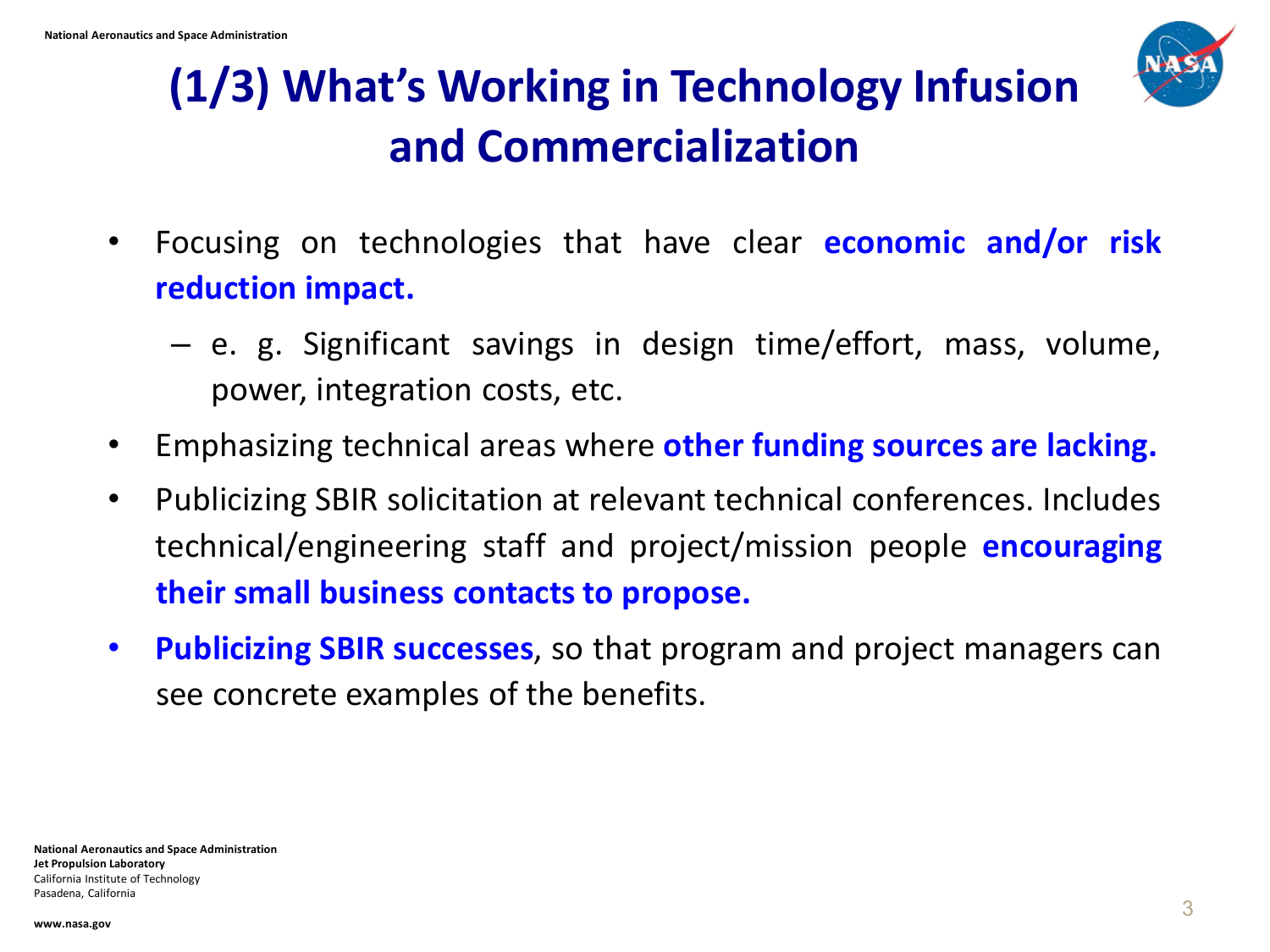# (1/3) What's Working in Technology Infusion and Commercialization

- Focusing on technologies that have clear **economic and/or risk reduction impact.**
  - e. g. Significant savings in design time/effort, mass, volume, power, integration costs, etc.
- Emphasizing technical areas where **other funding sources are lacking.**
- Publicizing SBIR solicitation at relevant technical conferences. Includes technical/engineering staff and project/mission people **encouraging their small business contacts to propose.**
- **Publicizing SBIR successes**, so that program and project managers can see concrete examples of the benefits.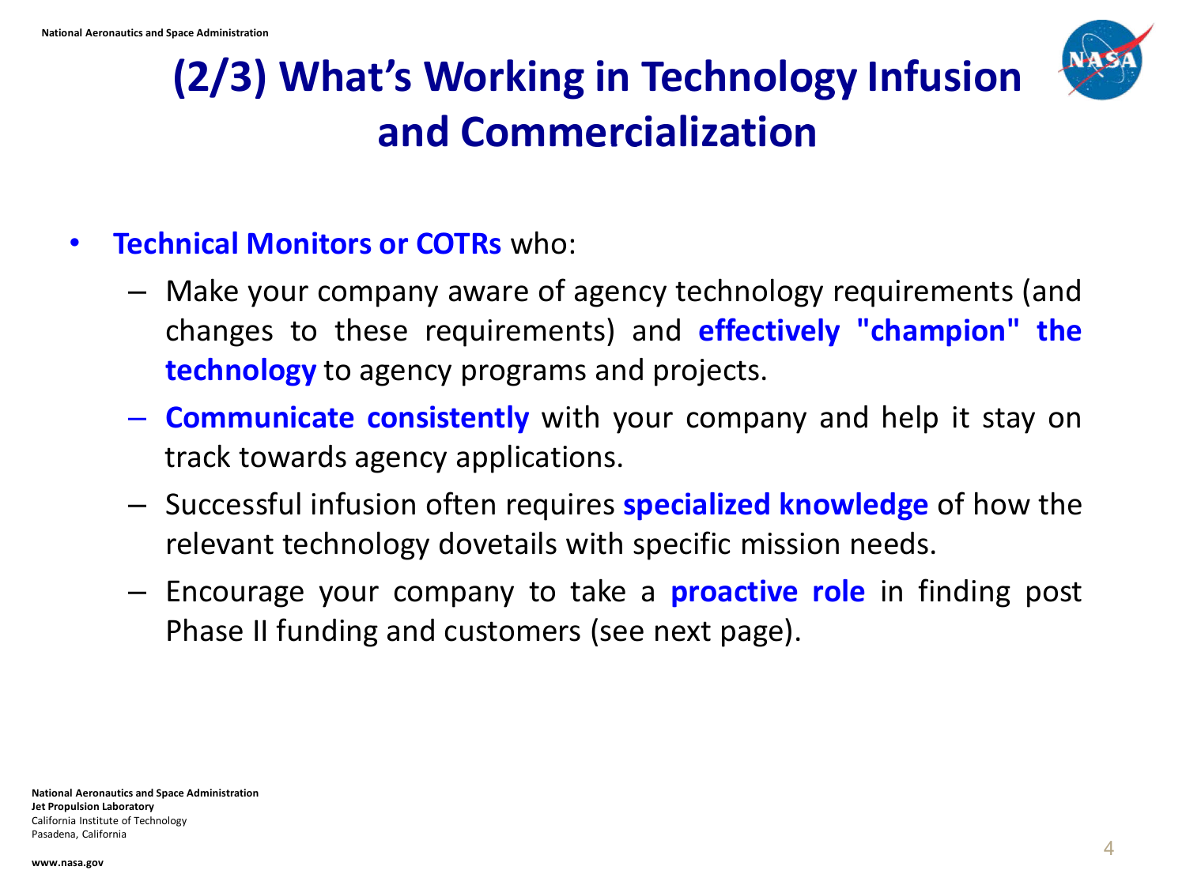# (2/3) What's Working in Technology Infusion and Commercialization

- **Technical Monitors or COTRs** who:
  - Make your company aware of agency technology requirements (and changes to these requirements) and **effectively "champion" the technology** to agency programs and projects.
  - **Communicate consistently** with your company and help it stay on track towards agency applications.
  - Successful infusion often requires **specialized knowledge** of how the relevant technology dovetails with specific mission needs.
  - Encourage your company to take a **proactive role** in finding post Phase II funding and customers (see next page).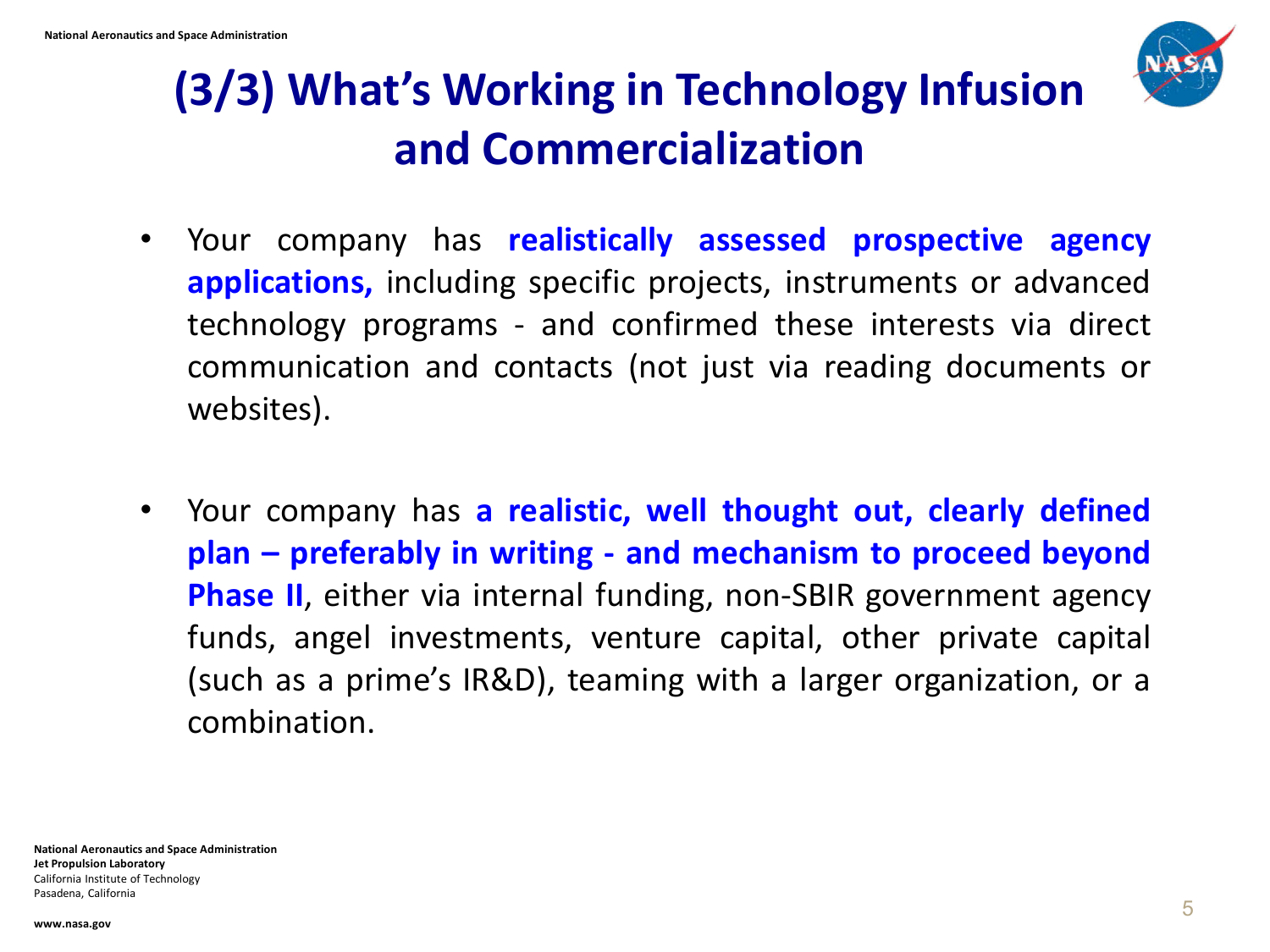# (3/3) What's Working in Technology Infusion and Commercialization

- Your company has **realistically assessed prospective agency applications,** including specific projects, instruments or advanced technology programs - and confirmed these interests via direct communication and contacts (not just via reading documents or websites).

- Your company has **a realistic, well thought out, clearly defined plan – preferably in writing - and mechanism to proceed beyond Phase II**, either via internal funding, non-SBIR government agency funds, angel investments, venture capital, other private capital (such as a prime's IR&D), teaming with a larger organization, or a combination.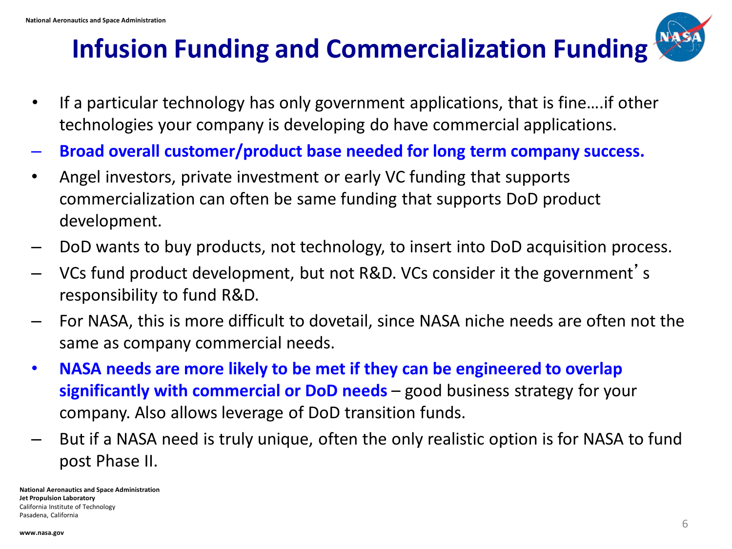# Infusion Funding and Commercialization Funding

- If a particular technology has only government applications, that is fine….if other technologies your company is developing do have commercial applications.
  - **Broad overall customer/product base needed for long term company success.**
- Angel investors, private investment or early VC funding that supports commercialization can often be same funding that supports DoD product development.
  - DoD wants to buy products, not technology, to insert into DoD acquisition process.
  - VCs fund product development, but not R&D. VCs consider it the government's responsibility to fund R&D.
  - For NASA, this is more difficult to dovetail, since NASA niche needs are often not the same as company commercial needs.
- **NASA needs are more likely to be met if they can be engineered to overlap significantly with commercial or DoD needs** – good business strategy for your company. Also allows leverage of DoD transition funds.
  - But if a NASA need is truly unique, often the only realistic option is for NASA to fund post Phase II.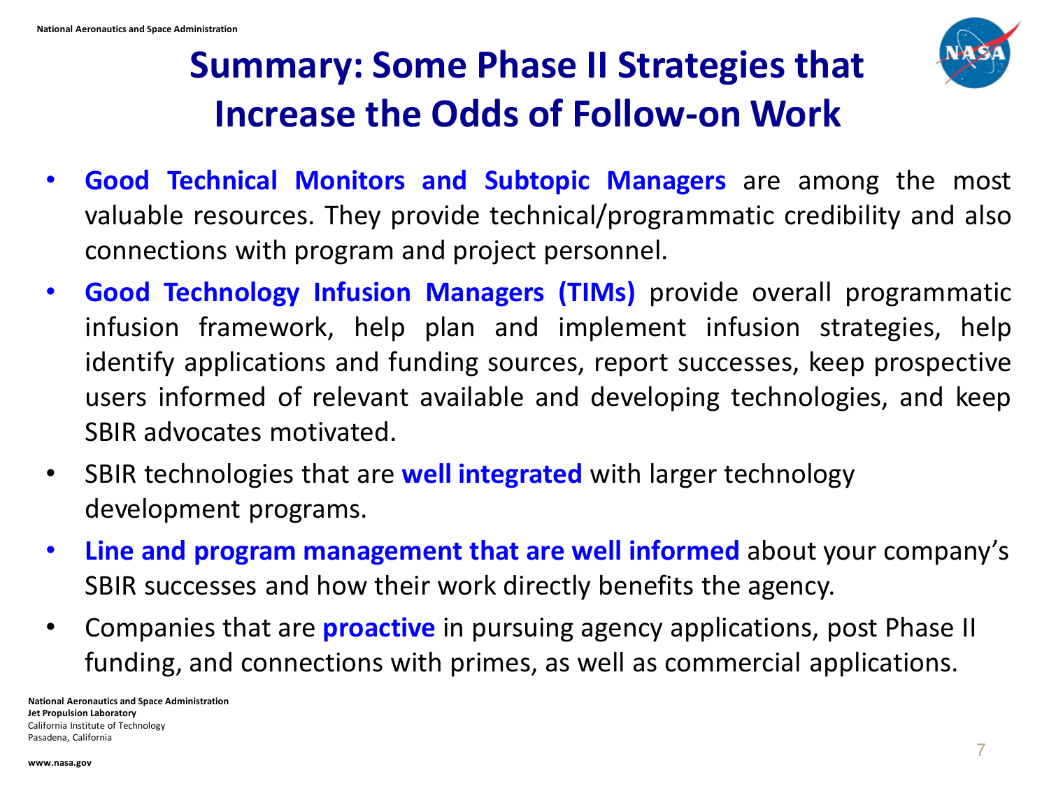# Summary: Some Phase II Strategies that Increase the Odds of Follow-on Work

- **Good Technical Monitors and Subtopic Managers** are among the most valuable resources. They provide technical/programmatic credibility and also connections with program and project personnel.
- **Good Technology Infusion Managers (TIMs)** provide overall programmatic infusion framework, help plan and implement infusion strategies, help identify applications and funding sources, report successes, keep prospective users informed of relevant available and developing technologies, and keep SBIR advocates motivated.
- SBIR technologies that are **well integrated** with larger technology development programs.
- **Line and program management that are well informed** about your company's SBIR successes and how their work directly benefits the agency.
- Companies that are **proactive** in pursuing agency applications, post Phase II funding, and connections with primes, as well as commercial applications.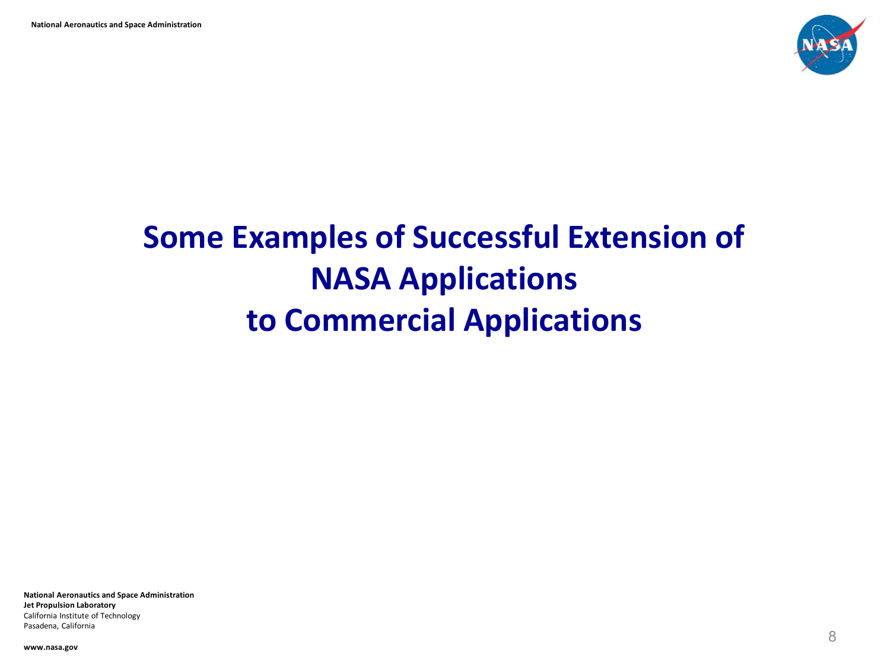# Some Examples of Successful Extension of NASA Applications to Commercial Applications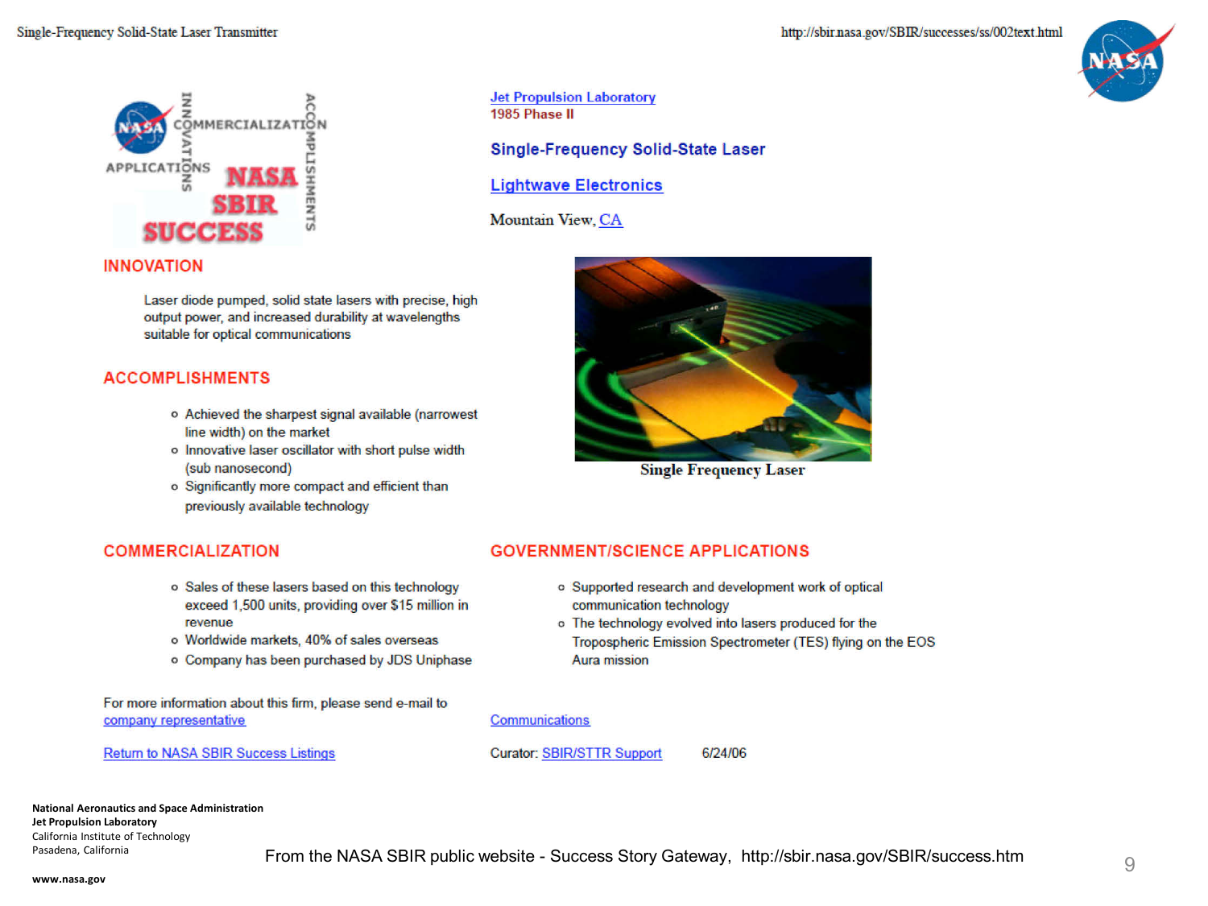Single-Frequency Solid-State Laser Transmitter

http://sbir.nasa.gov/SBIR/successes/ss/002text.html

Jet Propulsion Laboratory
1985 Phase II

## Single-Frequency Solid-State Laser

## Lightwave Electronics

Mountain View, CA

## INNOVATION

Laser diode pumped, solid state lasers with precise, high output power, and increased durability at wavelengths suitable for optical communications

## ACCOMPLISHMENTS

- Achieved the sharpest signal available (narrowest line width) on the market
- Innovative laser oscillator with short pulse width (sub nanosecond)
- Significantly more compact and efficient than previously available technology

Single Frequency Laser

## COMMERCIALIZATION

- Sales of these lasers based on this technology exceed 1,500 units, providing over $15 million in revenue
- Worldwide markets, 40% of sales overseas
- Company has been purchased by JDS Uniphase

## GOVERNMENT/SCIENCE APPLICATIONS

- Supported research and development work of optical communication technology
- The technology evolved into lasers produced for the Tropospheric Emission Spectrometer (TES) flying on the EOS Aura mission

For more information about this firm, please send e-mail to company representative

Return to NASA SBIR Success Listings

Communications

Curator: SBIR/STTR Support 6/24/06

From the NASA SBIR public website - Success Story Gateway, http://sbir.nasa.gov/SBIR/success.htm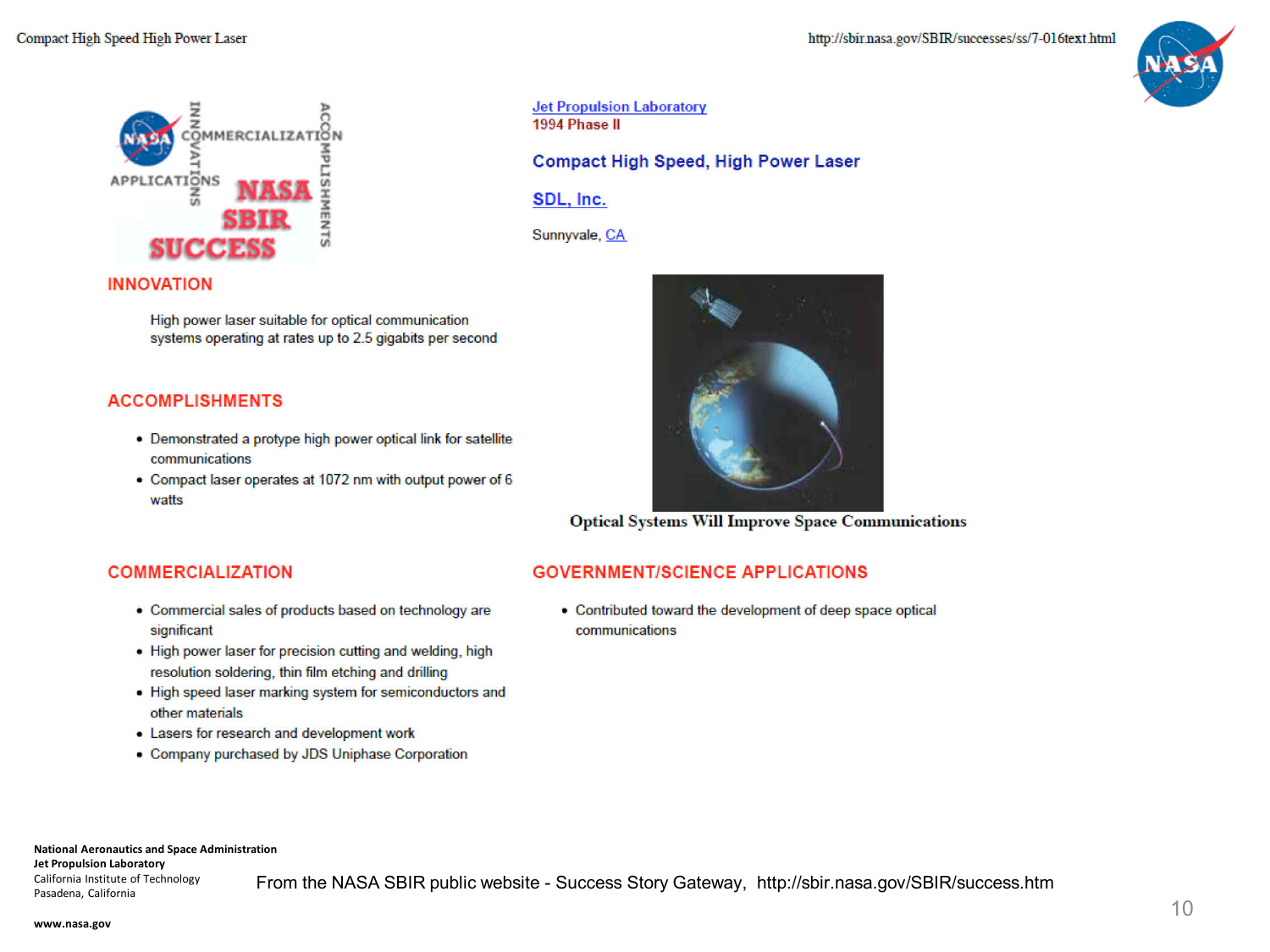Compact High Speed High Power Laser

http://sbir.nasa.gov/SBIR/successes/ss/7-016text.html

Jet Propulsion Laboratory
1994 Phase II

## Compact High Speed, High Power Laser

SDL, Inc.

Sunnyvale, CA

### INNOVATION

High power laser suitable for optical communication systems operating at rates up to 2.5 gigabits per second

### ACCOMPLISHMENTS

- Demonstrated a protype high power optical link for satellite communications
- Compact laser operates at 1072 nm with output power of 6 watts

Optical Systems Will Improve Space Communications

### COMMERCIALIZATION

- Commercial sales of products based on technology are significant
- High power laser for precision cutting and welding, high resolution soldering, thin film etching and drilling
- High speed laser marking system for semiconductors and other materials
- Lasers for research and development work
- Company purchased by JDS Uniphase Corporation

### GOVERNMENT/SCIENCE APPLICATIONS

- Contributed toward the development of deep space optical communications

From the NASA SBIR public website - Success Story Gateway, http://sbir.nasa.gov/SBIR/success.htm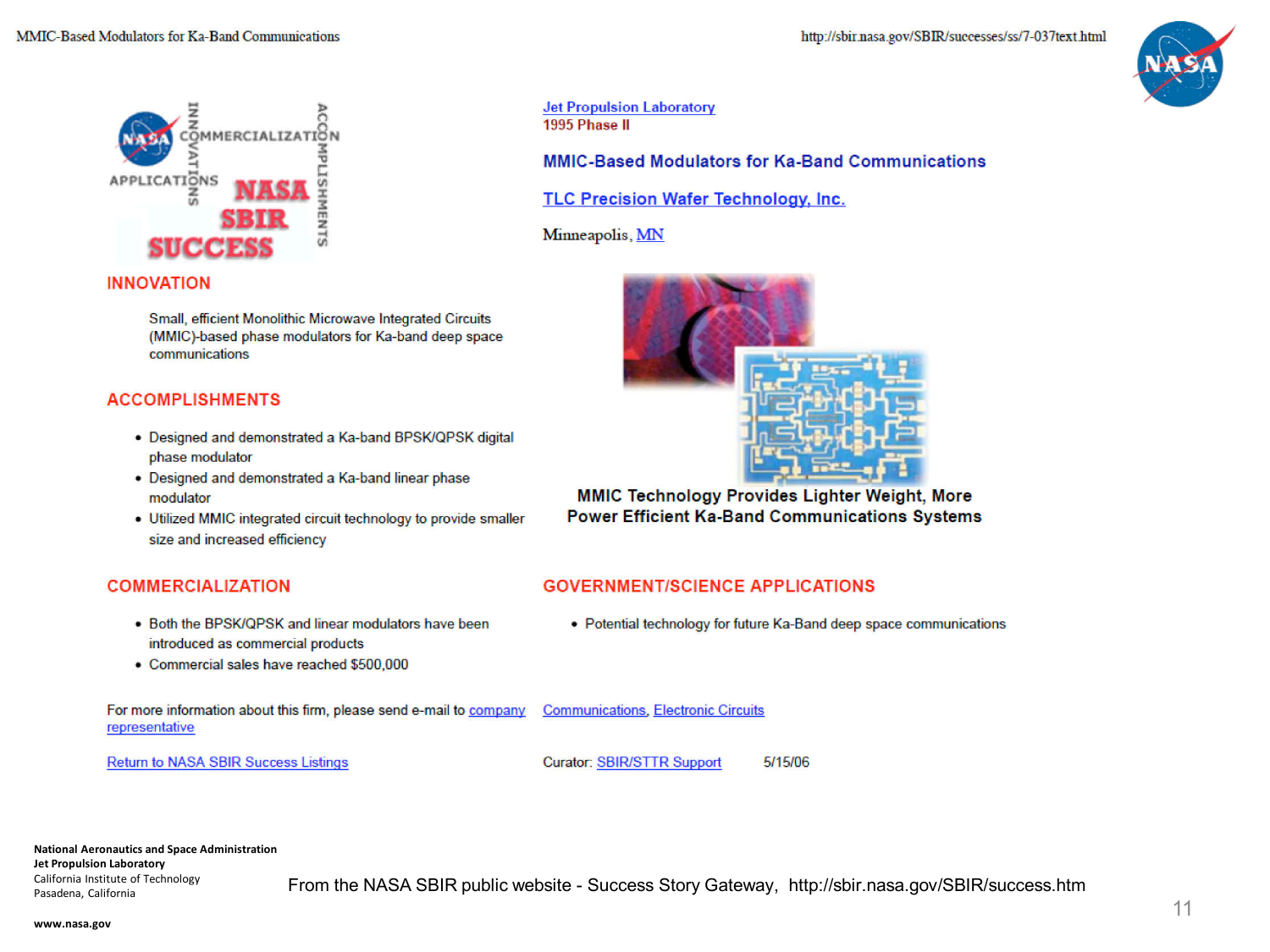MMIC-Based Modulators for Ka-Band Communications

http://sbir.nasa.gov/SBIR/successes/ss/7-037text.html

Jet Propulsion Laboratory
1995 Phase II

## MMIC-Based Modulators for Ka-Band Communications

TLC Precision Wafer Technology, Inc.

Minneapolis, MN

### INNOVATION

Small, efficient Monolithic Microwave Integrated Circuits (MMIC)-based phase modulators for Ka-band deep space communications

### ACCOMPLISHMENTS

- Designed and demonstrated a Ka-band BPSK/QPSK digital phase modulator
- Designed and demonstrated a Ka-band linear phase modulator
- Utilized MMIC integrated circuit technology to provide smaller size and increased efficiency

**MMIC Technology Provides Lighter Weight, More Power Efficient Ka-Band Communications Systems**

### COMMERCIALIZATION

- Both the BPSK/QPSK and linear modulators have been introduced as commercial products
- Commercial sales have reached $500,000

### GOVERNMENT/SCIENCE APPLICATIONS

- Potential technology for future Ka-Band deep space communications

For more information about this firm, please send e-mail to company representative

Communications, Electronic Circuits

Return to NASA SBIR Success Listings

Curator: SBIR/STTR Support 5/15/06

From the NASA SBIR public website - Success Story Gateway, http://sbir.nasa.gov/SBIR/success.htm